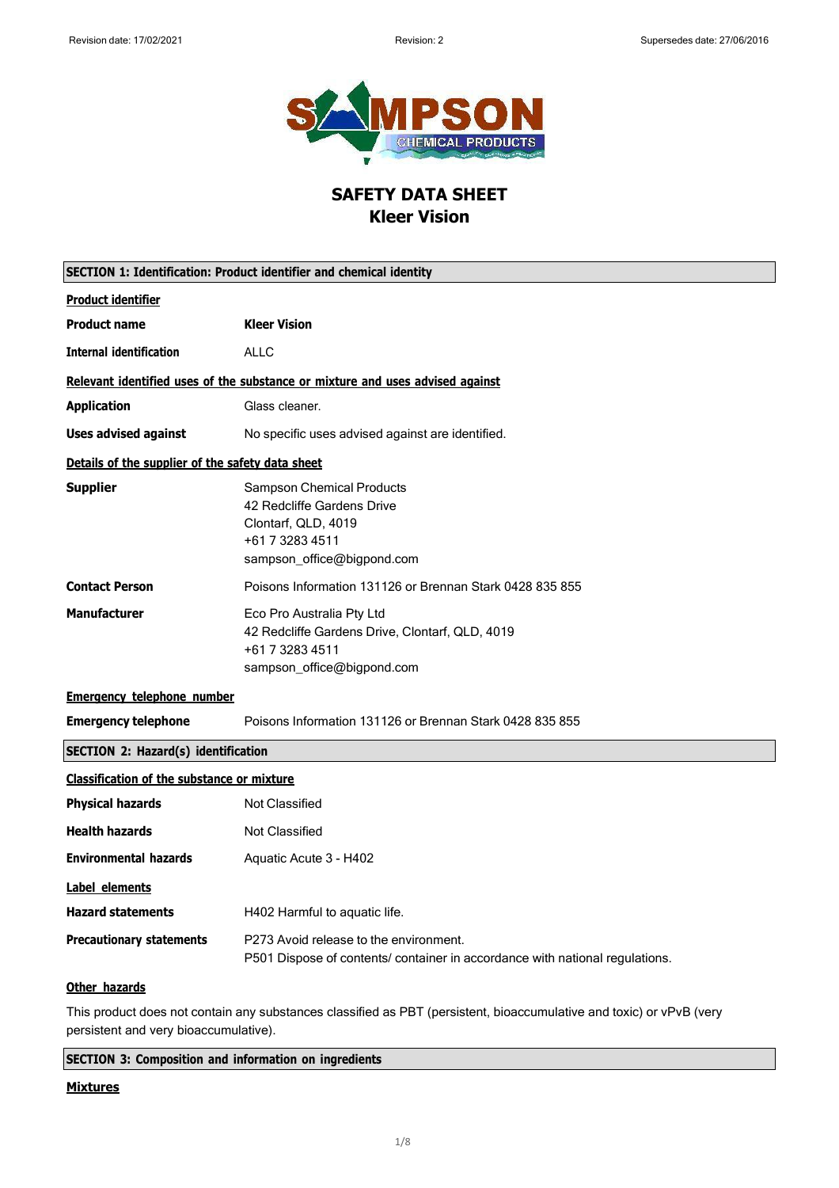Revision date: 17/02/2021 Revision: 2 Supersedes date: 27/06/2016

# SAFETY DATA SHEET
# Kleer Vision

## SECTION 1: Identification: Product identifier and chemical identity

**Product identifier**

| | |
|---|---|
| **Product name** | **Kleer Vision** |
| **Internal identification** | ALLC |

**Relevant identified uses of the substance or mixture and uses advised against**

| | |
|---|---|
| **Application** | Glass cleaner. |
| **Uses advised against** | No specific uses advised against are identified. |

**Details of the supplier of the safety data sheet**

| | |
|---|---|
| **Supplier** | Sampson Chemical Products<br>42 Redcliffe Gardens Drive<br>Clontarf, QLD, 4019<br>+61 7 3283 4511<br>sampson_office@bigpond.com |
| **Contact Person** | Poisons Information 131126 or Brennan Stark 0428 835 855 |
| **Manufacturer** | Eco Pro Australia Pty Ltd<br>42 Redcliffe Gardens Drive, Clontarf, QLD, 4019<br>+61 7 3283 4511<br>sampson_office@bigpond.com |

**Emergency telephone number**

| | |
|---|---|
| **Emergency telephone** | Poisons Information 131126 or Brennan Stark 0428 835 855 |

## SECTION 2: Hazard(s) identification

**Classification of the substance or mixture**

| | |
|---|---|
| **Physical hazards** | Not Classified |
| **Health hazards** | Not Classified |
| **Environmental hazards** | Aquatic Acute 3 - H402 |

**Label elements**

| | |
|---|---|
| **Hazard statements** | H402 Harmful to aquatic life. |
| **Precautionary statements** | P273 Avoid release to the environment.<br>P501 Dispose of contents/ container in accordance with national regulations. |

**Other hazards**

This product does not contain any substances classified as PBT (persistent, bioaccumulative and toxic) or vPvB (very persistent and very bioaccumulative).

## SECTION 3: Composition and information on ingredients

**Mixtures**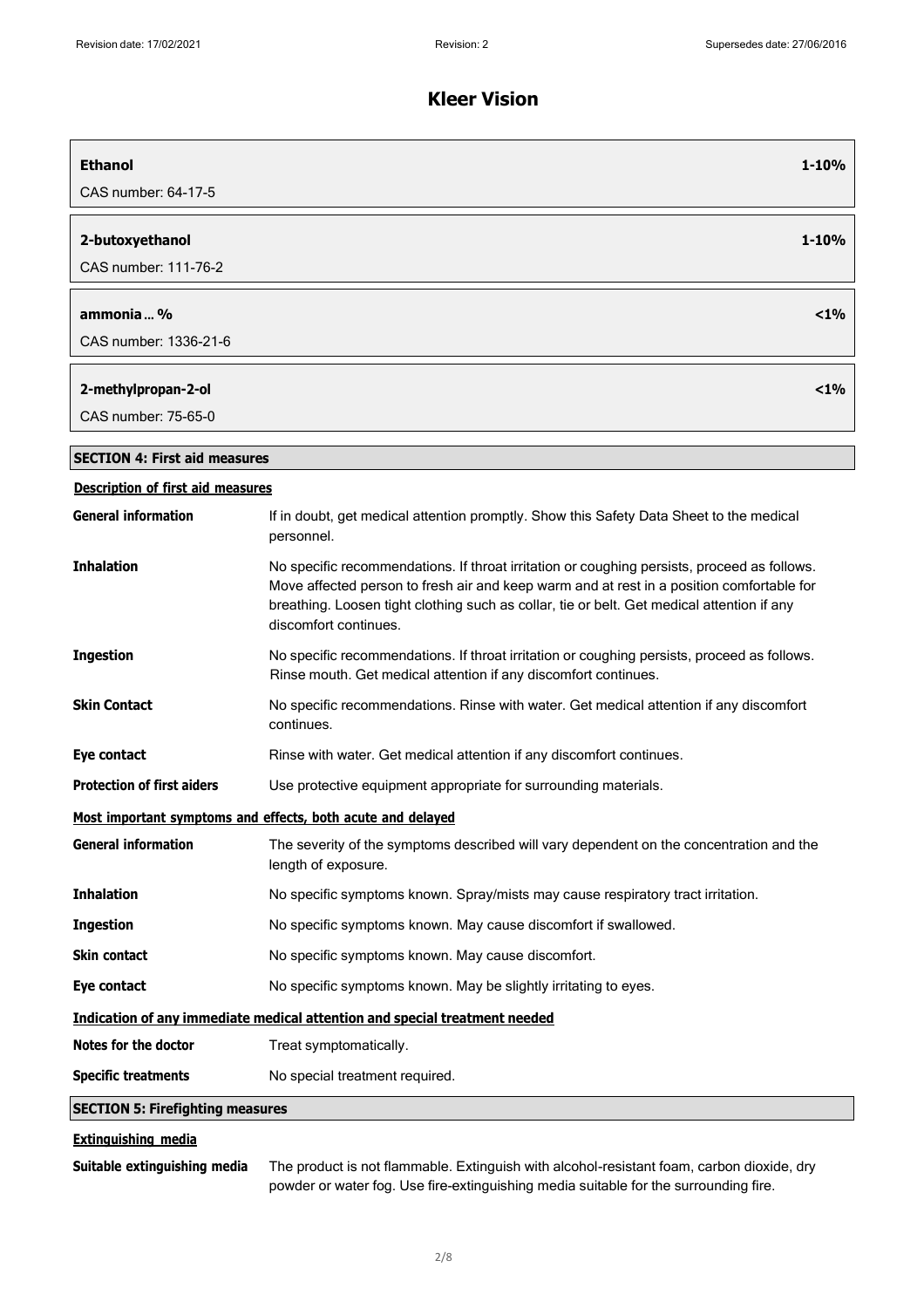# Kleer Vision

| | |
|---|---|
| **Ethanol** | **1-10%** |
| CAS number: 64-17-5 | |
| **2-butoxyethanol** | **1-10%** |
| CAS number: 111-76-2 | |
| **ammonia ... %** | **<1%** |
| CAS number: 1336-21-6 | |
| **2-methylpropan-2-ol** | **<1%** |
| CAS number: 75-65-0 | |

## SECTION 4: First aid measures

### Description of first aid measures

**General information** If in doubt, get medical attention promptly. Show this Safety Data Sheet to the medical personnel.

**Inhalation** No specific recommendations. If throat irritation or coughing persists, proceed as follows. Move affected person to fresh air and keep warm and at rest in a position comfortable for breathing. Loosen tight clothing such as collar, tie or belt. Get medical attention if any discomfort continues.

**Ingestion** No specific recommendations. If throat irritation or coughing persists, proceed as follows. Rinse mouth. Get medical attention if any discomfort continues.

**Skin Contact** No specific recommendations. Rinse with water. Get medical attention if any discomfort continues.

**Eye contact** Rinse with water. Get medical attention if any discomfort continues.

**Protection of first aiders** Use protective equipment appropriate for surrounding materials.

### Most important symptoms and effects, both acute and delayed

**General information** The severity of the symptoms described will vary dependent on the concentration and the length of exposure.

**Inhalation** No specific symptoms known. Spray/mists may cause respiratory tract irritation.

**Ingestion** No specific symptoms known. May cause discomfort if swallowed.

**Skin contact** No specific symptoms known. May cause discomfort.

**Eye contact** No specific symptoms known. May be slightly irritating to eyes.

### Indication of any immediate medical attention and special treatment needed

**Notes for the doctor** Treat symptomatically.

**Specific treatments** No special treatment required.

## SECTION 5: Firefighting measures

### Extinguishing media

**Suitable extinguishing media** The product is not flammable. Extinguish with alcohol-resistant foam, carbon dioxide, dry powder or water fog. Use fire-extinguishing media suitable for the surrounding fire.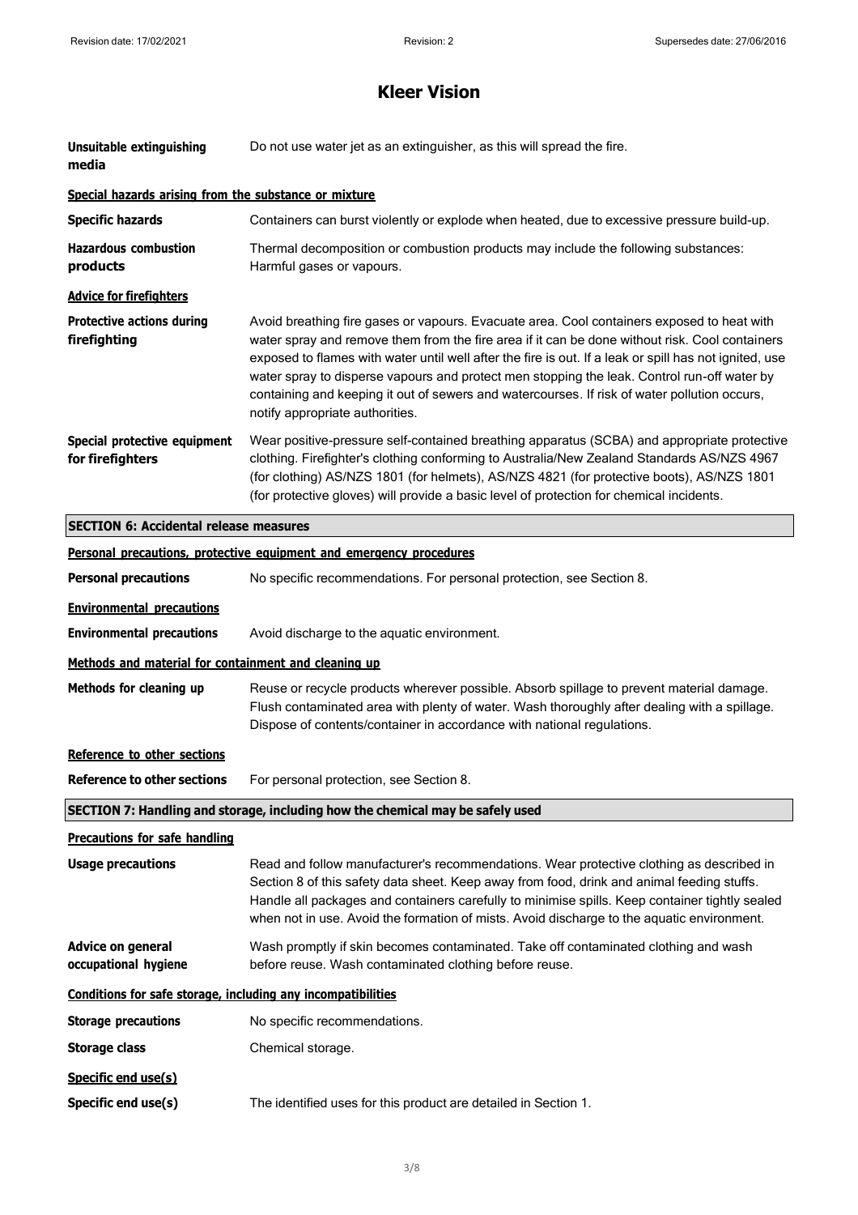# Kleer Vision

**Unsuitable extinguishing media**

Do not use water jet as an extinguisher, as this will spread the fire.

**Special hazards arising from the substance or mixture**

**Specific hazards**

Containers can burst violently or explode when heated, due to excessive pressure build-up.

**Hazardous combustion products**

Thermal decomposition or combustion products may include the following substances: Harmful gases or vapours.

**Advice for firefighters**

**Protective actions during firefighting**

Avoid breathing fire gases or vapours. Evacuate area. Cool containers exposed to heat with water spray and remove them from the fire area if it can be done without risk. Cool containers exposed to flames with water until well after the fire is out. If a leak or spill has not ignited, use water spray to disperse vapours and protect men stopping the leak. Control run-off water by containing and keeping it out of sewers and watercourses. If risk of water pollution occurs, notify appropriate authorities.

**Special protective equipment for firefighters**

Wear positive-pressure self-contained breathing apparatus (SCBA) and appropriate protective clothing. Firefighter's clothing conforming to Australia/New Zealand Standards AS/NZS 4967 (for clothing) AS/NZS 1801 (for helmets), AS/NZS 4821 (for protective boots), AS/NZS 1801 (for protective gloves) will provide a basic level of protection for chemical incidents.

## SECTION 6: Accidental release measures

**Personal precautions, protective equipment and emergency procedures**

**Personal precautions**

No specific recommendations. For personal protection, see Section 8.

**Environmental precautions**

**Environmental precautions**

Avoid discharge to the aquatic environment.

**Methods and material for containment and cleaning up**

**Methods for cleaning up**

Reuse or recycle products wherever possible. Absorb spillage to prevent material damage. Flush contaminated area with plenty of water. Wash thoroughly after dealing with a spillage. Dispose of contents/container in accordance with national regulations.

**Reference to other sections**

**Reference to other sections**

For personal protection, see Section 8.

## SECTION 7: Handling and storage, including how the chemical may be safely used

**Precautions for safe handling**

**Usage precautions**

Read and follow manufacturer's recommendations. Wear protective clothing as described in Section 8 of this safety data sheet. Keep away from food, drink and animal feeding stuffs. Handle all packages and containers carefully to minimise spills. Keep container tightly sealed when not in use. Avoid the formation of mists. Avoid discharge to the aquatic environment.

**Advice on general occupational hygiene**

Wash promptly if skin becomes contaminated. Take off contaminated clothing and wash before reuse. Wash contaminated clothing before reuse.

**Conditions for safe storage, including any incompatibilities**

**Storage precautions**

No specific recommendations.

**Storage class**

Chemical storage.

**Specific end use(s)**

**Specific end use(s)**

The identified uses for this product are detailed in Section 1.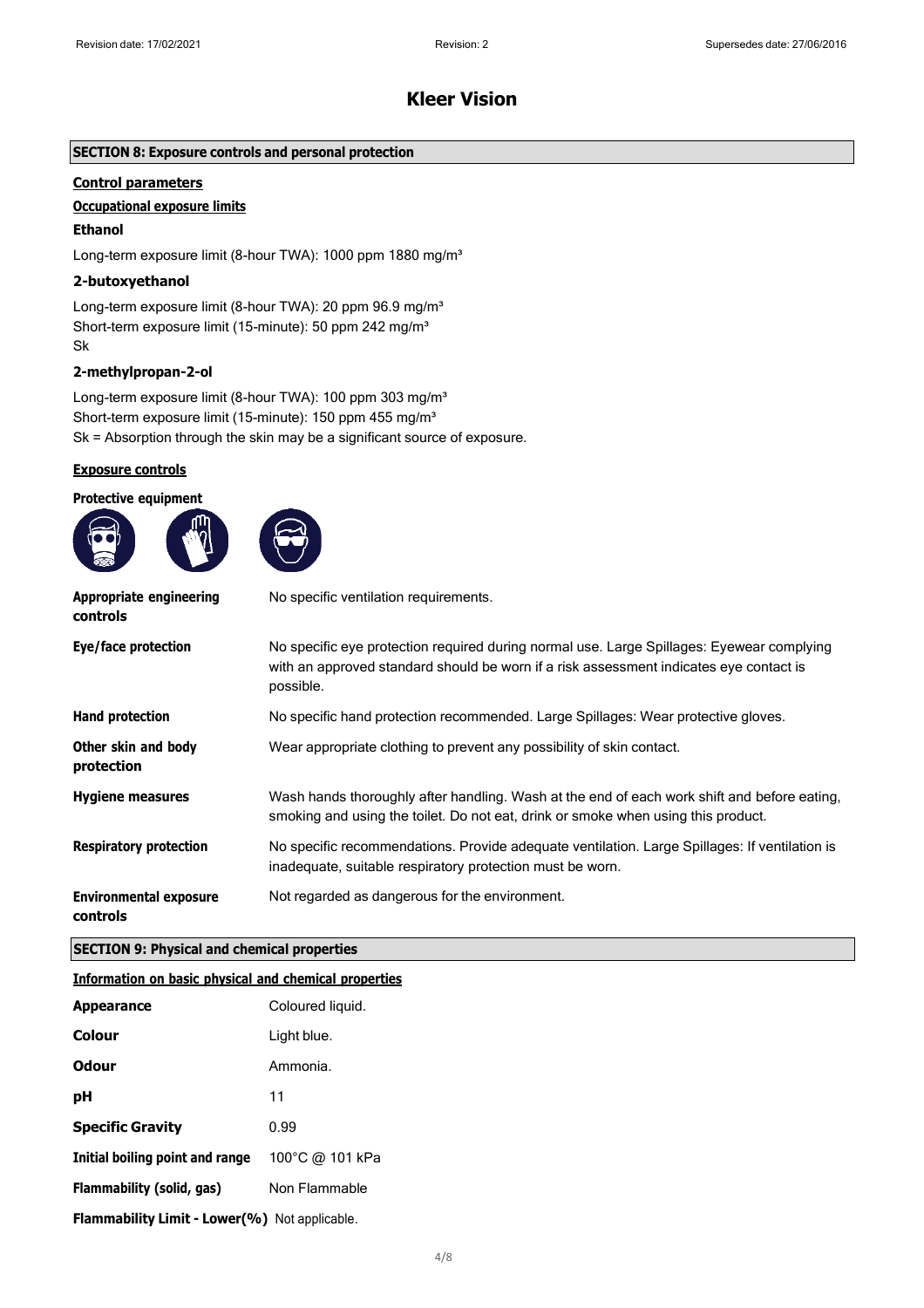# Kleer Vision

## SECTION 8: Exposure controls and personal protection

### Control parameters

#### Occupational exposure limits

**Ethanol**

Long-term exposure limit (8-hour TWA): 1000 ppm 1880 mg/m³

**2-butoxyethanol**

Long-term exposure limit (8-hour TWA): 20 ppm 96.9 mg/m³
Short-term exposure limit (15-minute): 50 ppm 242 mg/m³
Sk

**2-methylpropan-2-ol**

Long-term exposure limit (8-hour TWA): 100 ppm 303 mg/m³
Short-term exposure limit (15-minute): 150 ppm 455 mg/m³
Sk = Absorption through the skin may be a significant source of exposure.

### Exposure controls

**Protective equipment**

| | |
|---|---|
| **Appropriate engineering controls** | No specific ventilation requirements. |
| **Eye/face protection** | No specific eye protection required during normal use. Large Spillages: Eyewear complying with an approved standard should be worn if a risk assessment indicates eye contact is possible. |
| **Hand protection** | No specific hand protection recommended. Large Spillages: Wear protective gloves. |
| **Other skin and body protection** | Wear appropriate clothing to prevent any possibility of skin contact. |
| **Hygiene measures** | Wash hands thoroughly after handling. Wash at the end of each work shift and before eating, smoking and using the toilet. Do not eat, drink or smoke when using this product. |
| **Respiratory protection** | No specific recommendations. Provide adequate ventilation. Large Spillages: If ventilation is inadequate, suitable respiratory protection must be worn. |
| **Environmental exposure controls** | Not regarded as dangerous for the environment. |

## SECTION 9: Physical and chemical properties

### Information on basic physical and chemical properties

| | |
|---|---|
| **Appearance** | Coloured liquid. |
| **Colour** | Light blue. |
| **Odour** | Ammonia. |
| **pH** | 11 |
| **Specific Gravity** | 0.99 |
| **Initial boiling point and range** | 100°C @ 101 kPa |
| **Flammability (solid, gas)** | Non Flammable |
| **Flammability Limit - Lower(%)** | Not applicable. |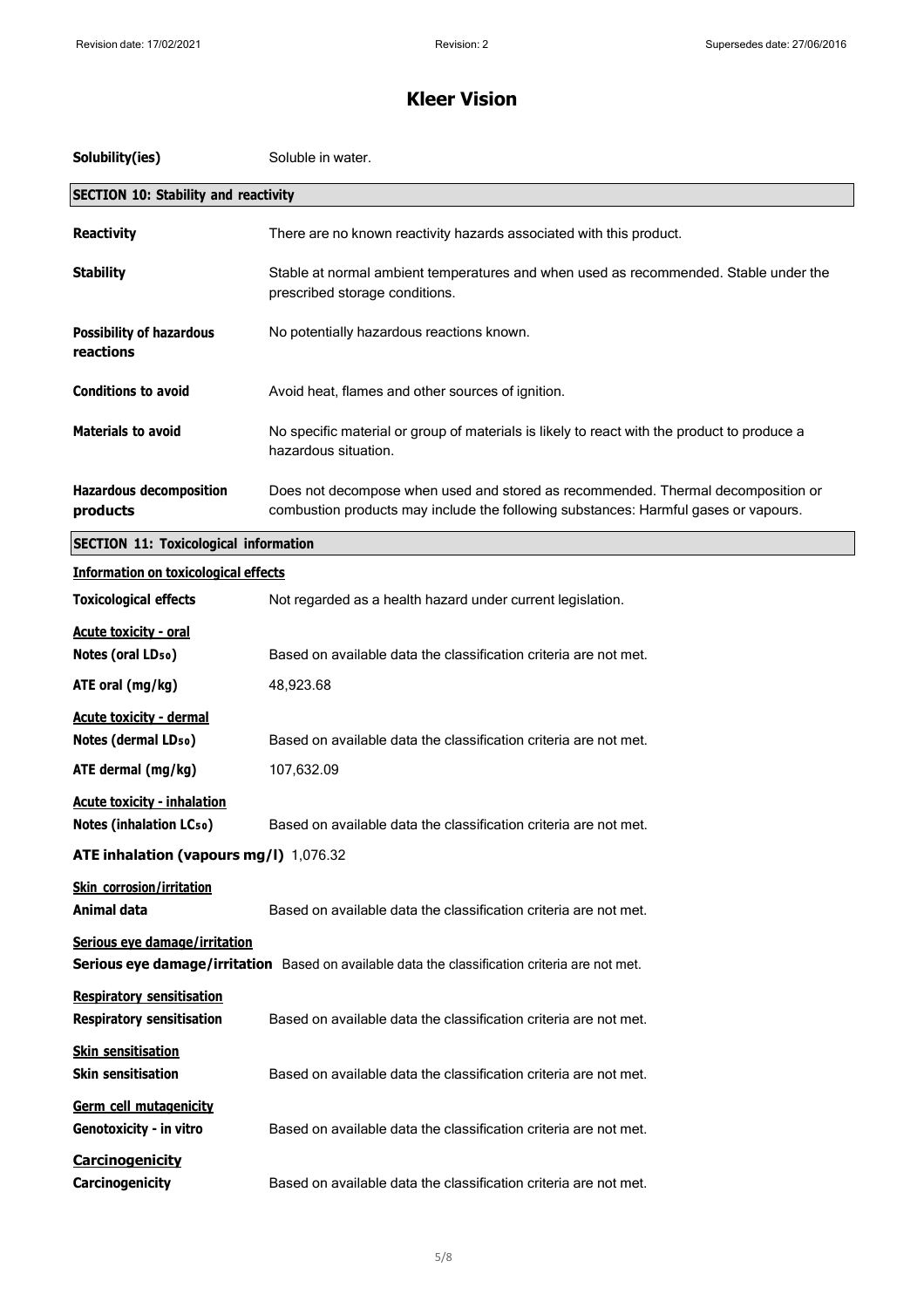**Solubility(ies)** Soluble in water.

## SECTION 10: Stability and reactivity

**Reactivity** There are no known reactivity hazards associated with this product.

**Stability** Stable at normal ambient temperatures and when used as recommended. Stable under the prescribed storage conditions.

**Possibility of hazardous reactions** No potentially hazardous reactions known.

**Conditions to avoid** Avoid heat, flames and other sources of ignition.

**Materials to avoid** No specific material or group of materials is likely to react with the product to produce a hazardous situation.

**Hazardous decomposition products** Does not decompose when used and stored as recommended. Thermal decomposition or combustion products may include the following substances: Harmful gases or vapours.

## SECTION 11: Toxicological information

### Information on toxicological effects

**Toxicological effects** Not regarded as a health hazard under current legislation.

**Acute toxicity - oral**

**Notes (oral $LD_{50}$)** Based on available data the classification criteria are not met.

**ATE oral (mg/kg)** 48,923.68

**Acute toxicity - dermal**

**Notes (dermal $LD_{50}$)** Based on available data the classification criteria are not met.

**ATE dermal (mg/kg)** 107,632.09

**Acute toxicity - inhalation**

**Notes (inhalation $LC_{50}$)** Based on available data the classification criteria are not met.

**ATE inhalation (vapours mg/l)** 1,076.32

**Skin corrosion/irritation**

**Animal data** Based on available data the classification criteria are not met.

**Serious eye damage/irritation**

**Serious eye damage/irritation** Based on available data the classification criteria are not met.

**Respiratory sensitisation**

**Respiratory sensitisation** Based on available data the classification criteria are not met.

**Skin sensitisation**

**Skin sensitisation** Based on available data the classification criteria are not met.

**Germ cell mutagenicity**

**Genotoxicity - in vitro** Based on available data the classification criteria are not met.

**Carcinogenicity**

**Carcinogenicity** Based on available data the classification criteria are not met.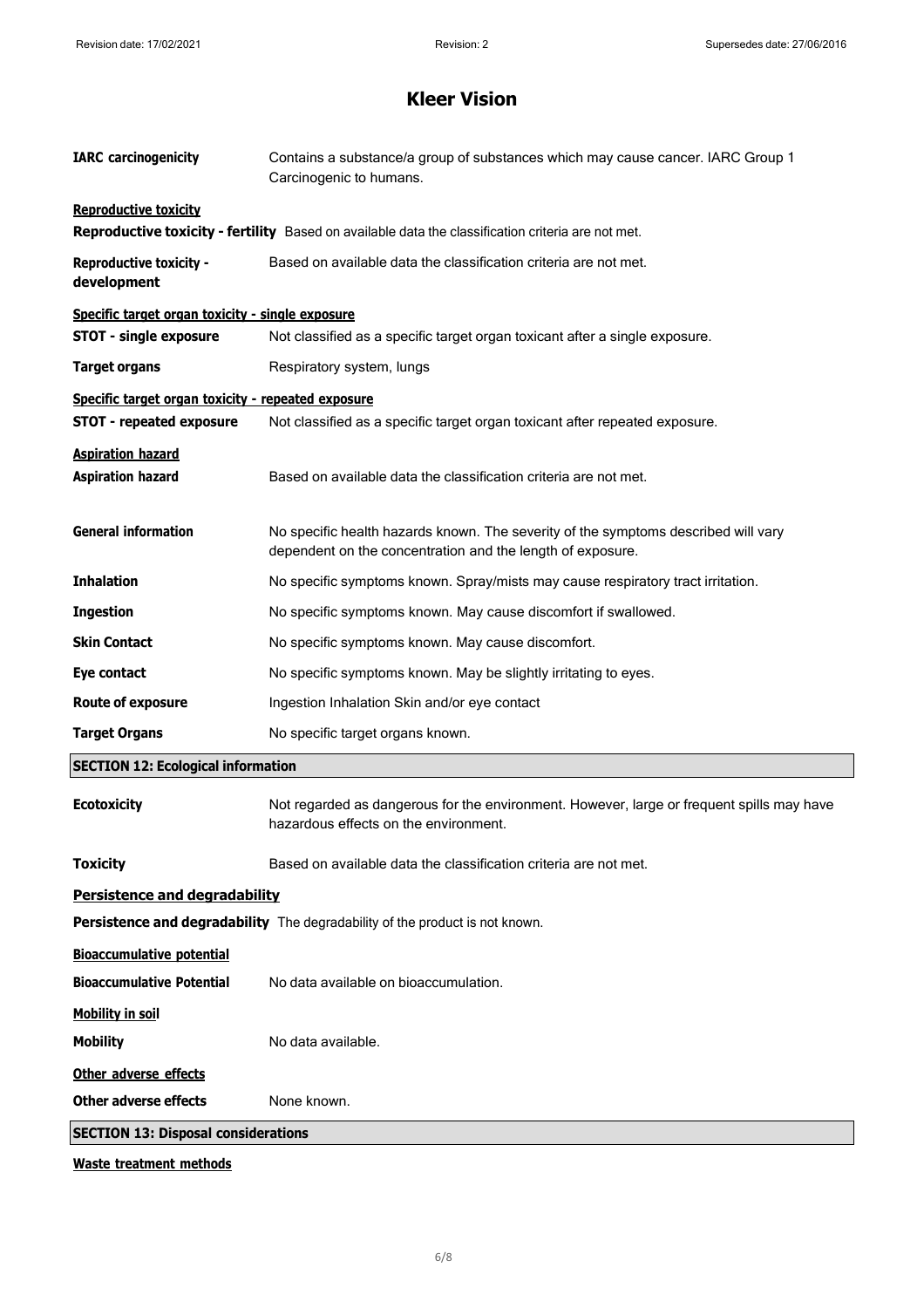**IARC carcinogenicity** Contains a substance/a group of substances which may cause cancer. IARC Group 1 Carcinogenic to humans.

**Reproductive toxicity**

**Reproductive toxicity - fertility** Based on available data the classification criteria are not met.

**Reproductive toxicity - development** Based on available data the classification criteria are not met.

**Specific target organ toxicity - single exposure**

**STOT - single exposure** Not classified as a specific target organ toxicant after a single exposure.

**Target organs** Respiratory system, lungs

**Specific target organ toxicity - repeated exposure**

**STOT - repeated exposure** Not classified as a specific target organ toxicant after repeated exposure.

**Aspiration hazard**

**Aspiration hazard** Based on available data the classification criteria are not met.

**General information** No specific health hazards known. The severity of the symptoms described will vary dependent on the concentration and the length of exposure.

**Inhalation** No specific symptoms known. Spray/mists may cause respiratory tract irritation.

**Ingestion** No specific symptoms known. May cause discomfort if swallowed.

**Skin Contact** No specific symptoms known. May cause discomfort.

**Eye contact** No specific symptoms known. May be slightly irritating to eyes.

**Route of exposure** Ingestion Inhalation Skin and/or eye contact

**Target Organs** No specific target organs known.

## SECTION 12: Ecological information

**Ecotoxicity** Not regarded as dangerous for the environment. However, large or frequent spills may have hazardous effects on the environment.

**Toxicity** Based on available data the classification criteria are not met.

**Persistence and degradability**

**Persistence and degradability** The degradability of the product is not known.

**Bioaccumulative potential**

**Bioaccumulative Potential** No data available on bioaccumulation.

**Mobility in soil**

**Mobility** No data available.

**Other adverse effects**

**Other adverse effects** None known.

## SECTION 13: Disposal considerations

**Waste treatment methods**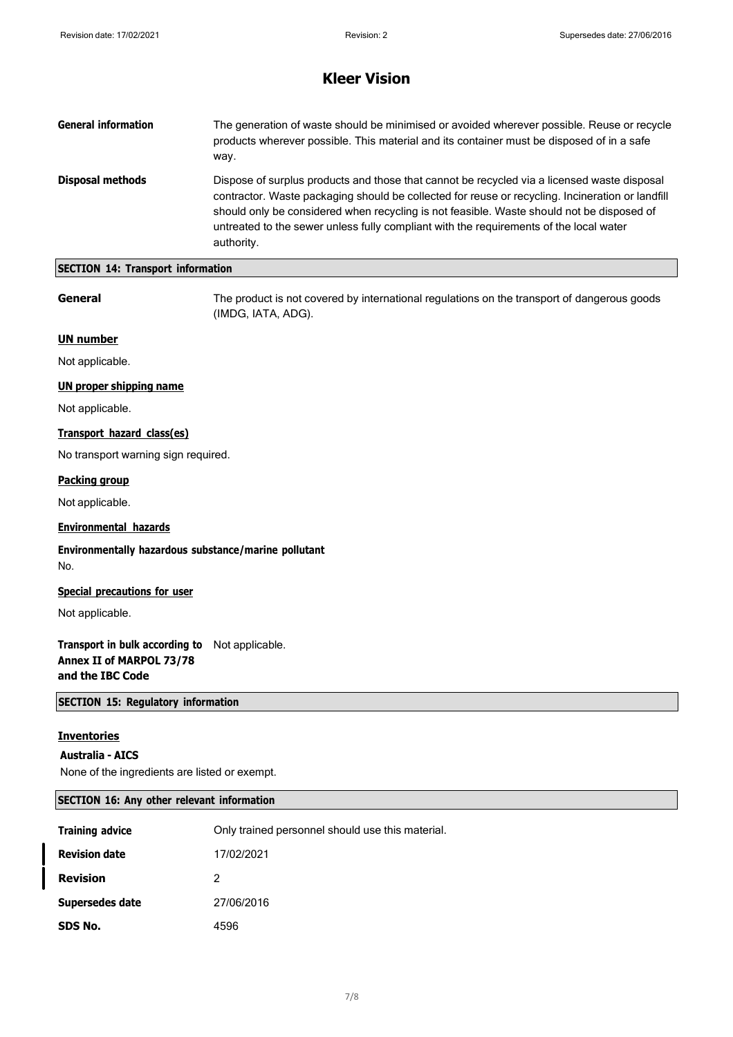# Kleer Vision

**General information** The generation of waste should be minimised or avoided wherever possible. Reuse or recycle products wherever possible. This material and its container must be disposed of in a safe way.

**Disposal methods** Dispose of surplus products and those that cannot be recycled via a licensed waste disposal contractor. Waste packaging should be collected for reuse or recycling. Incineration or landfill should only be considered when recycling is not feasible. Waste should not be disposed of untreated to the sewer unless fully compliant with the requirements of the local water authority.

## SECTION 14: Transport information

**General** The product is not covered by international regulations on the transport of dangerous goods (IMDG, IATA, ADG).

### UN number

Not applicable.

### UN proper shipping name

Not applicable.

### Transport hazard class(es)

No transport warning sign required.

### Packing group

Not applicable.

### Environmental hazards

**Environmentally hazardous substance/marine pollutant**

No.

### Special precautions for user

Not applicable.

**Transport in bulk according to Annex II of MARPOL 73/78 and the IBC Code** Not applicable.

## SECTION 15: Regulatory information

### Inventories

**Australia - AICS**

None of the ingredients are listed or exempt.

## SECTION 16: Any other relevant information

| | |
|---|---|
| **Training advice** | Only trained personnel should use this material. |
| **Revision date** | 17/02/2021 |
| **Revision** | 2 |
| **Supersedes date** | 27/06/2016 |
| **SDS No.** | 4596 |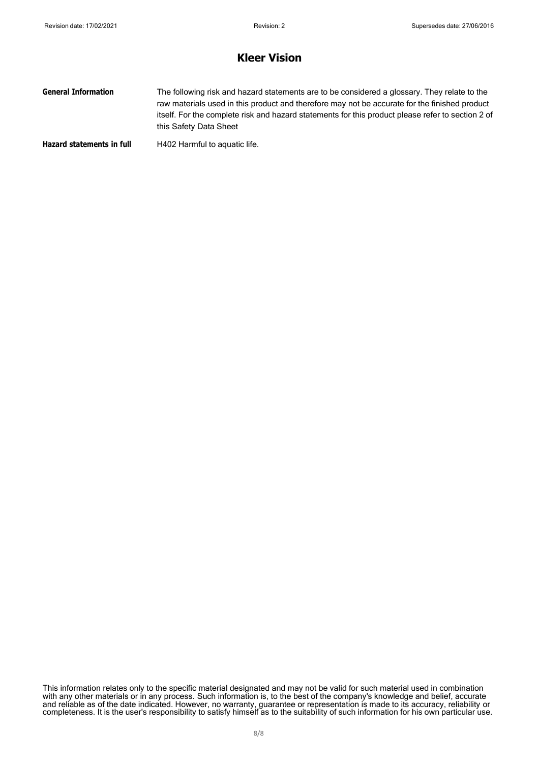# Kleer Vision

**General Information** The following risk and hazard statements are to be considered a glossary. They relate to the raw materials used in this product and therefore may not be accurate for the finished product itself. For the complete risk and hazard statements for this product please refer to section 2 of this Safety Data Sheet

**Hazard statements in full** H402 Harmful to aquatic life.

This information relates only to the specific material designated and may not be valid for such material used in combination with any other materials or in any process. Such information is, to the best of the company's knowledge and belief, accurate and reliable as of the date indicated. However, no warranty, guarantee or representation is made to its accuracy, reliability or completeness. It is the user's responsibility to satisfy himself as to the suitability of such information for his own particular use.